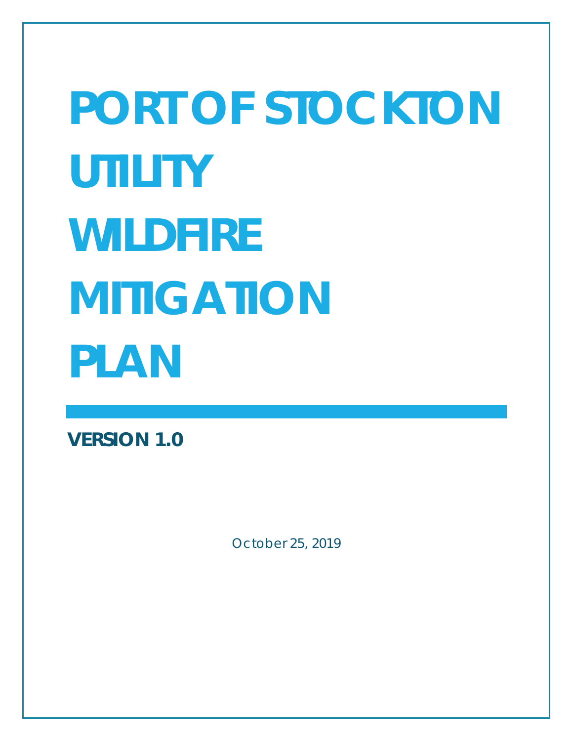# PORT OF STOCKTON UTILITY WILDFIRE MITIGATION PLAN

**VERSION 1.0**

October 25, 2019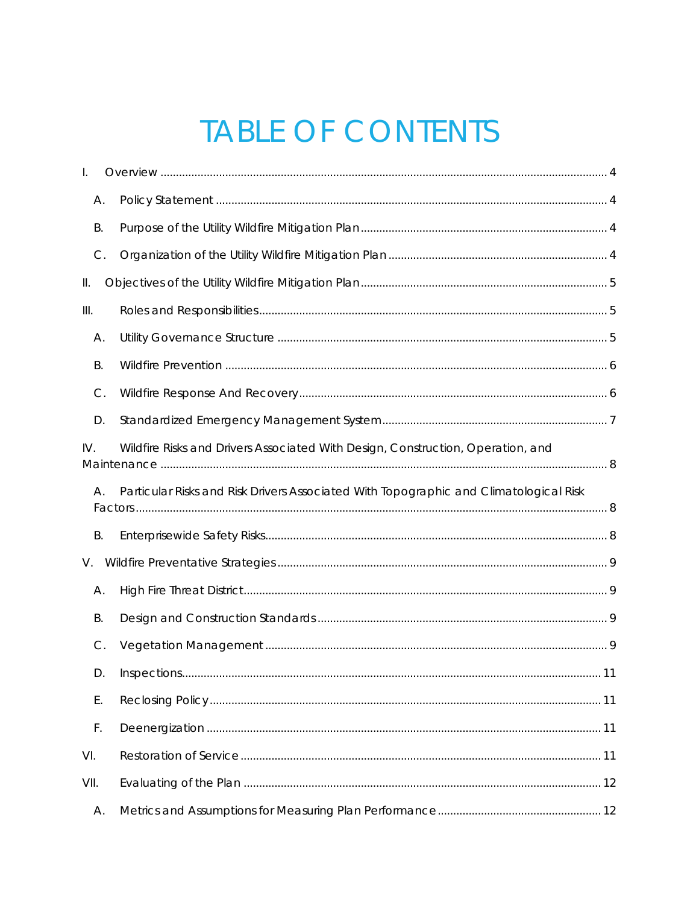# TABLE OF CONTENTS

I. Overview ........................................................................................................................................ 4

- A. Policy Statement ........................................................................................................................ 4
- B. Purpose of the Utility Wildfire Mitigation Plan ........................................................................ 4
- C. Organization of the Utility Wildfire Mitigation Plan ................................................................ 4

II. Objectives of the Utility Wildfire Mitigation Plan ........................................................................ 5

III. Roles and Responsibilities ............................................................................................................ 5

- A. Utility Governance Structure .................................................................................................... 5
- B. Wildfire Prevention .................................................................................................................... 6
- C. Wildfire Response And Recovery ............................................................................................. 6
- D. Standardized Emergency Management System ...................................................................... 7

IV. Wildfire Risks and Drivers Associated With Design, Construction, Operation, and Maintenance ........................................................................................................................................ 8

- A. Particular Risks and Risk Drivers Associated With Topographic and Climatological Risk Factors ........................................................................................................................................ 8
- B. Enterprisewide Safety Risks ...................................................................................................... 8

V. Wildfire Preventative Strategies .................................................................................................... 9

- A. High Fire Threat District ............................................................................................................. 9
- B. Design and Construction Standards ........................................................................................ 9
- C. Vegetation Management ........................................................................................................... 9
- D. Inspections ................................................................................................................................ 11
- E. Reclosing Policy ....................................................................................................................... 11
- F. Deenergization ......................................................................................................................... 11

VI. Restoration of Service ................................................................................................................. 11

VII. Evaluating of the Plan ................................................................................................................. 12

- A. Metrics and Assumptions for Measuring Plan Performance ................................................. 12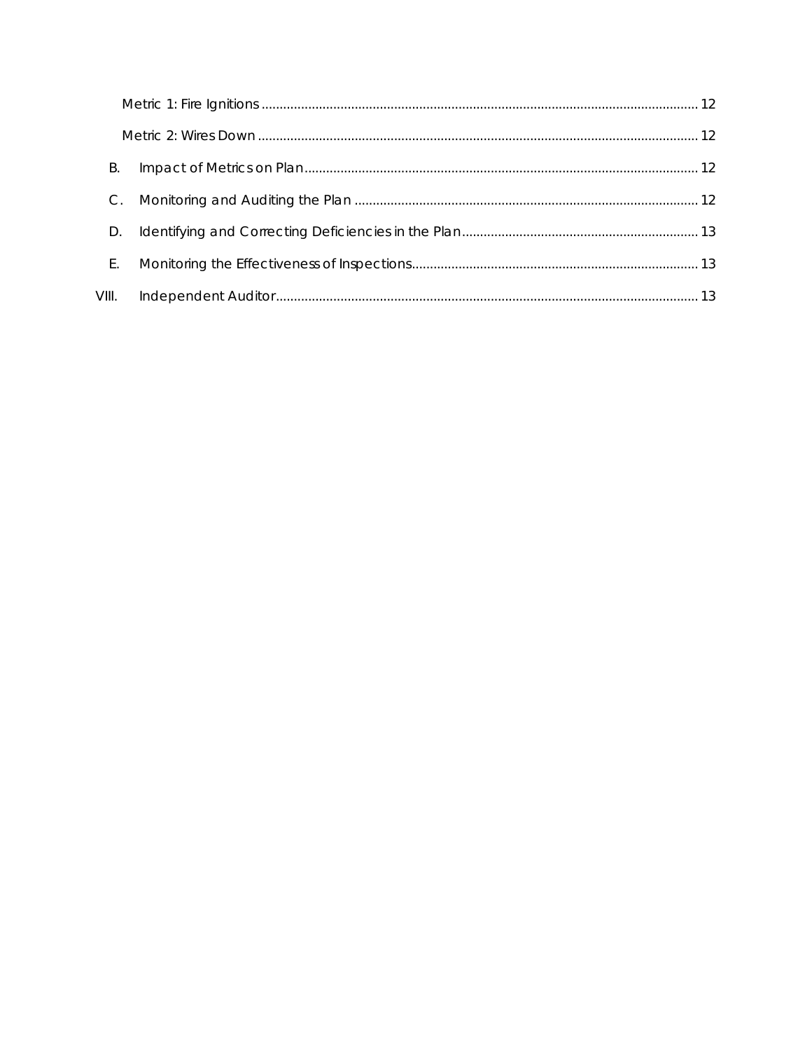Metric 1: Fire Ignitions ........................................................................................................................ 12

Metric 2: Wires Down ........................................................................................................................ 12

B. Impact of Metrics on Plan ........................................................................................................ 12

C. Monitoring and Auditing the Plan ............................................................................................ 12

D. Identifying and Correcting Deficiencies in the Plan .............................................................. 13

E. Monitoring the Effectiveness of Inspections ........................................................................... 13

VIII. Independent Auditor ................................................................................................................ 13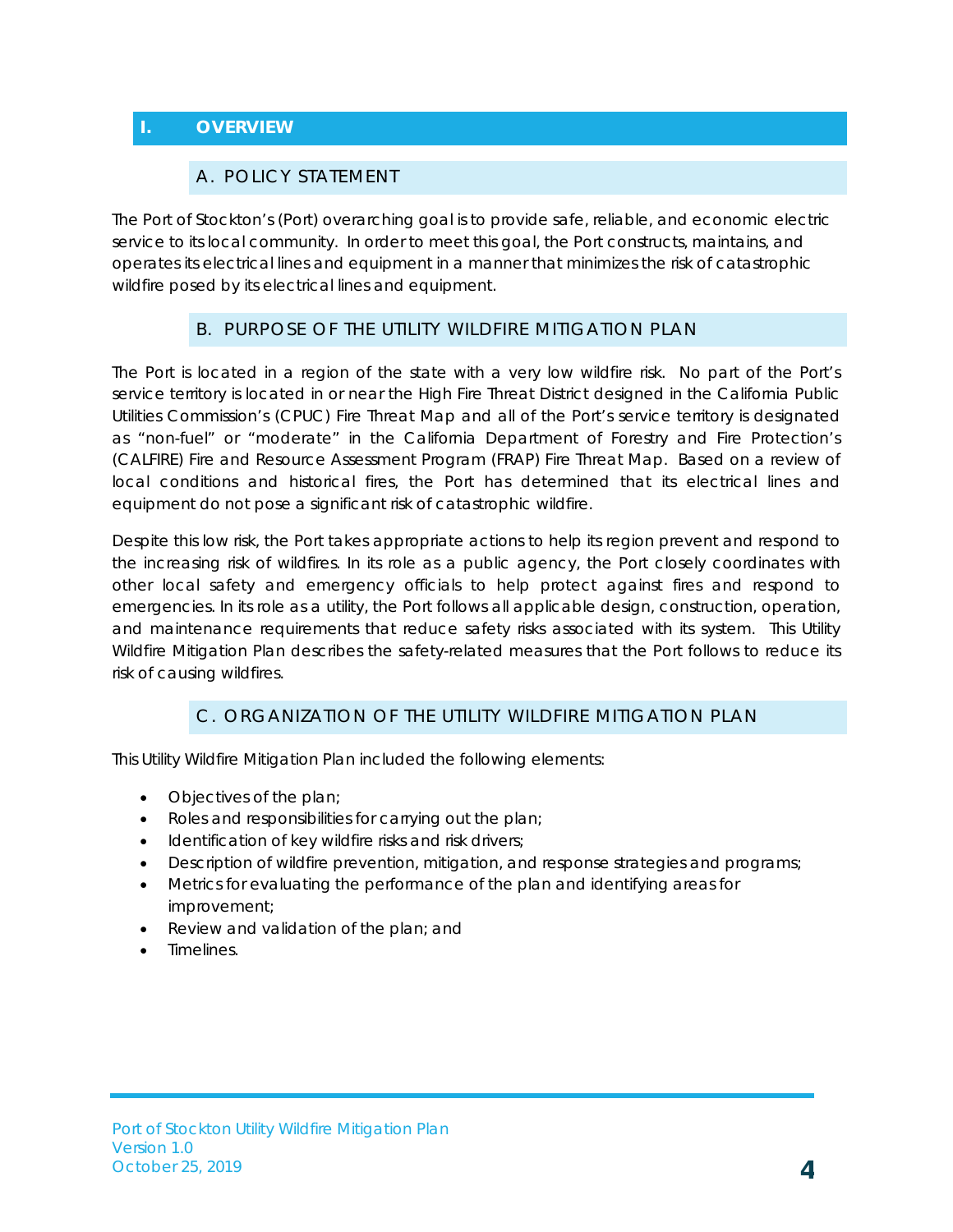# I. OVERVIEW

## A. POLICY STATEMENT

The Port of Stockton's (Port) overarching goal is to provide safe, reliable, and economic electric service to its local community. In order to meet this goal, the Port constructs, maintains, and operates its electrical lines and equipment in a manner that minimizes the risk of catastrophic wildfire posed by its electrical lines and equipment.

## B. PURPOSE OF THE UTILITY WILDFIRE MITIGATION PLAN

The Port is located in a region of the state with a very low wildfire risk. No part of the Port's service territory is located in or near the High Fire Threat District designed in the California Public Utilities Commission's (CPUC) Fire Threat Map and all of the Port's service territory is designated as "non-fuel" or "moderate" in the California Department of Forestry and Fire Protection's (CALFIRE) Fire and Resource Assessment Program (FRAP) Fire Threat Map. Based on a review of local conditions and historical fires, the Port has determined that its electrical lines and equipment do not pose a significant risk of catastrophic wildfire.

Despite this low risk, the Port takes appropriate actions to help its region prevent and respond to the increasing risk of wildfires. In its role as a public agency, the Port closely coordinates with other local safety and emergency officials to help protect against fires and respond to emergencies. In its role as a utility, the Port follows all applicable design, construction, operation, and maintenance requirements that reduce safety risks associated with its system. This Utility Wildfire Mitigation Plan describes the safety-related measures that the Port follows to reduce its risk of causing wildfires.

## C. ORGANIZATION OF THE UTILITY WILDFIRE MITIGATION PLAN

This Utility Wildfire Mitigation Plan included the following elements:

- Objectives of the plan;
- Roles and responsibilities for carrying out the plan;
- Identification of key wildfire risks and risk drivers;
- Description of wildfire prevention, mitigation, and response strategies and programs;
- Metrics for evaluating the performance of the plan and identifying areas for improvement;
- Review and validation of the plan; and
- Timelines.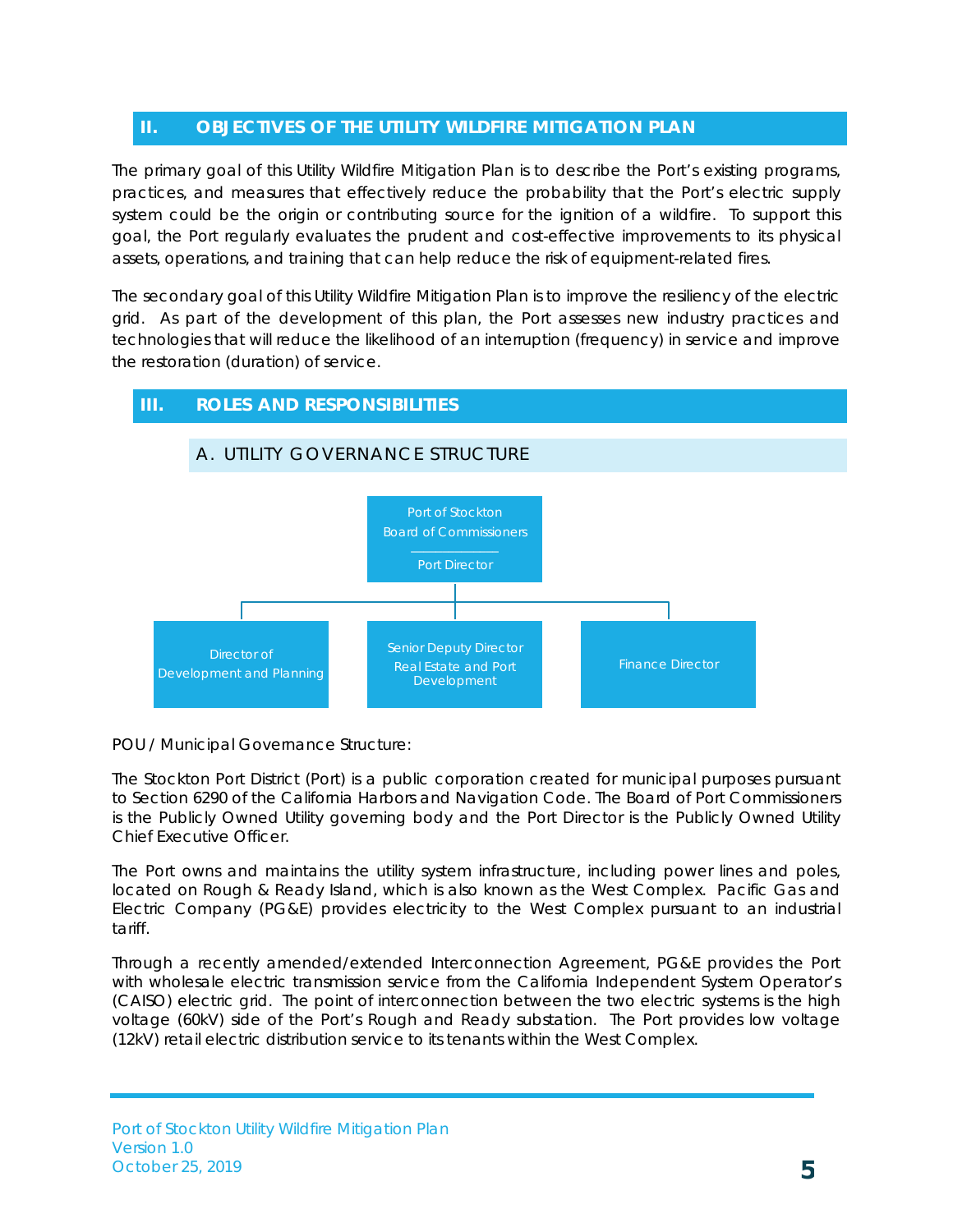## II. OBJECTIVES OF THE UTILITY WILDFIRE MITIGATION PLAN

The primary goal of this Utility Wildfire Mitigation Plan is to describe the Port's existing programs, practices, and measures that effectively reduce the probability that the Port's electric supply system could be the origin or contributing source for the ignition of a wildfire. To support this goal, the Port regularly evaluates the prudent and cost-effective improvements to its physical assets, operations, and training that can help reduce the risk of equipment-related fires.

The secondary goal of this Utility Wildfire Mitigation Plan is to improve the resiliency of the electric grid. As part of the development of this plan, the Port assesses new industry practices and technologies that will reduce the likelihood of an interruption (frequency) in service and improve the restoration (duration) of service.

## III. ROLES AND RESPONSIBILITIES

### A. UTILITY GOVERNANCE STRUCTURE

Port of Stockton Board of Commissioners / Port Director

- Director of Development and Planning
- Senior Deputy Director Real Estate and Port Development
- Finance Director

POU / Municipal Governance Structure:

The Stockton Port District (Port) is a public corporation created for municipal purposes pursuant to Section 6290 of the California Harbors and Navigation Code. The Board of Port Commissioners is the Publicly Owned Utility governing body and the Port Director is the Publicly Owned Utility Chief Executive Officer.

The Port owns and maintains the utility system infrastructure, including power lines and poles, located on Rough & Ready Island, which is also known as the West Complex. Pacific Gas and Electric Company (PG&E) provides electricity to the West Complex pursuant to an industrial tariff.

Through a recently amended/extended Interconnection Agreement, PG&E provides the Port with wholesale electric transmission service from the California Independent System Operator's (CAISO) electric grid. The point of interconnection between the two electric systems is the high voltage (60kV) side of the Port's Rough and Ready substation. The Port provides low voltage (12kV) retail electric distribution service to its tenants within the West Complex.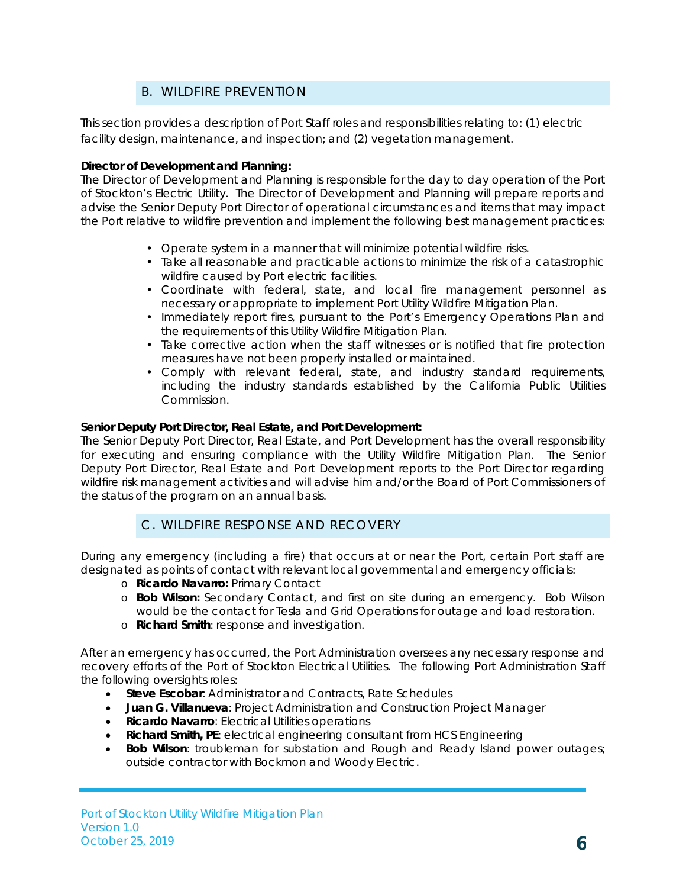## B. WILDFIRE PREVENTION

This section provides a description of Port Staff roles and responsibilities relating to: (1) electric facility design, maintenance, and inspection; and (2) vegetation management.

**Director of Development and Planning:**
The Director of Development and Planning is responsible for the day to day operation of the Port of Stockton's Electric Utility. The Director of Development and Planning will prepare reports and advise the Senior Deputy Port Director of operational circumstances and items that may impact the Port relative to wildfire prevention and implement the following best management practices:

- Operate system in a manner that will minimize potential wildfire risks.
- Take all reasonable and practicable actions to minimize the risk of a catastrophic wildfire caused by Port electric facilities.
- Coordinate with federal, state, and local fire management personnel as necessary or appropriate to implement Port Utility Wildfire Mitigation Plan.
- Immediately report fires, pursuant to the Port's Emergency Operations Plan and the requirements of this Utility Wildfire Mitigation Plan.
- Take corrective action when the staff witnesses or is notified that fire protection measures have not been properly installed or maintained.
- Comply with relevant federal, state, and industry standard requirements, including the industry standards established by the California Public Utilities Commission.

**Senior Deputy Port Director, Real Estate, and Port Development:**
The Senior Deputy Port Director, Real Estate, and Port Development has the overall responsibility for executing and ensuring compliance with the Utility Wildfire Mitigation Plan. The Senior Deputy Port Director, Real Estate and Port Development reports to the Port Director regarding wildfire risk management activities and will advise him and/or the Board of Port Commissioners of the status of the program on an annual basis.

## C. WILDFIRE RESPONSE AND RECOVERY

During any emergency (including a fire) that occurs at or near the Port, certain Port staff are designated as points of contact with relevant local governmental and emergency officials:

- **Ricardo Navarro:** Primary Contact
- **Bob Wilson:** Secondary Contact, and first on site during an emergency. Bob Wilson would be the contact for Tesla and Grid Operations for outage and load restoration.
- **Richard Smith**: response and investigation.

After an emergency has occurred, the Port Administration oversees any necessary response and recovery efforts of the Port of Stockton Electrical Utilities. The following Port Administration Staff the following oversights roles:

- **Steve Escobar**: Administrator and Contracts, Rate Schedules
- **Juan G. Villanueva**: Project Administration and Construction Project Manager
- **Ricardo Navarro**: Electrical Utilities operations
- **Richard Smith, PE**: electrical engineering consultant from HCS Engineering
- **Bob Wilson**: troubleman for substation and Rough and Ready Island power outages; outside contractor with Bockmon and Woody Electric.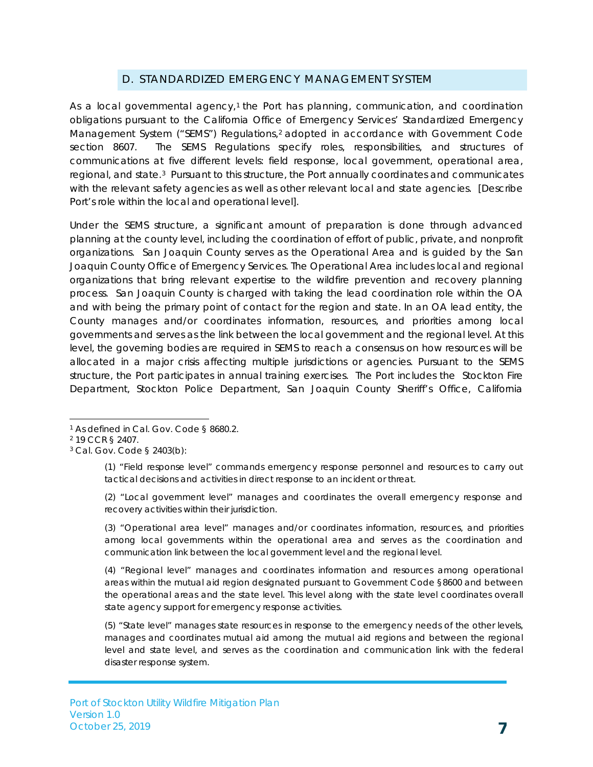## D. STANDARDIZED EMERGENCY MANAGEMENT SYSTEM

As a local governmental agency,[1] the Port has planning, communication, and coordination obligations pursuant to the California Office of Emergency Services' Standardized Emergency Management System ("SEMS") Regulations,[2] adopted in accordance with Government Code section 8607. The SEMS Regulations specify roles, responsibilities, and structures of communications at five different levels: field response, local government, operational area, regional, and state.[3] Pursuant to this structure, the Port annually coordinates and communicates with the relevant safety agencies as well as other relevant local and state agencies. [Describe Port's role within the local and operational level].

Under the SEMS structure, a significant amount of preparation is done through advanced planning at the county level, including the coordination of effort of public, private, and nonprofit organizations. San Joaquin County serves as the Operational Area and is guided by the San Joaquin County Office of Emergency Services. The Operational Area includes local and regional organizations that bring relevant expertise to the wildfire prevention and recovery planning process. San Joaquin County is charged with taking the lead coordination role within the OA and with being the primary point of contact for the region and state. In an OA lead entity, the County manages and/or coordinates information, resources, and priorities among local governments and serves as the link between the local government and the regional level. At this level, the governing bodies are required in SEMS to reach a consensus on how resources will be allocated in a major crisis affecting multiple jurisdictions or agencies. Pursuant to the SEMS structure, the Port participates in annual training exercises. The Port includes the Stockton Fire Department, Stockton Police Department, San Joaquin County Sheriff's Office, California

---

[1] As defined in Cal. Gov. Code § 8680.2.

[2] 19 CCR § 2407.

[3] Cal. Gov. Code § 2403(b):

> (1) "Field response level" commands emergency response personnel and resources to carry out tactical decisions and activities in direct response to an incident or threat.
>
> (2) "Local government level" manages and coordinates the overall emergency response and recovery activities within their jurisdiction.
>
> (3) "Operational area level" manages and/or coordinates information, resources, and priorities among local governments within the operational area and serves as the coordination and communication link between the local government level and the regional level.
>
> (4) "Regional level" manages and coordinates information and resources among operational areas within the mutual aid region designated pursuant to Government Code §8600 and between the operational areas and the state level. This level along with the state level coordinates overall state agency support for emergency response activities.
>
> (5) "State level" manages state resources in response to the emergency needs of the other levels, manages and coordinates mutual aid among the mutual aid regions and between the regional level and state level, and serves as the coordination and communication link with the federal disaster response system.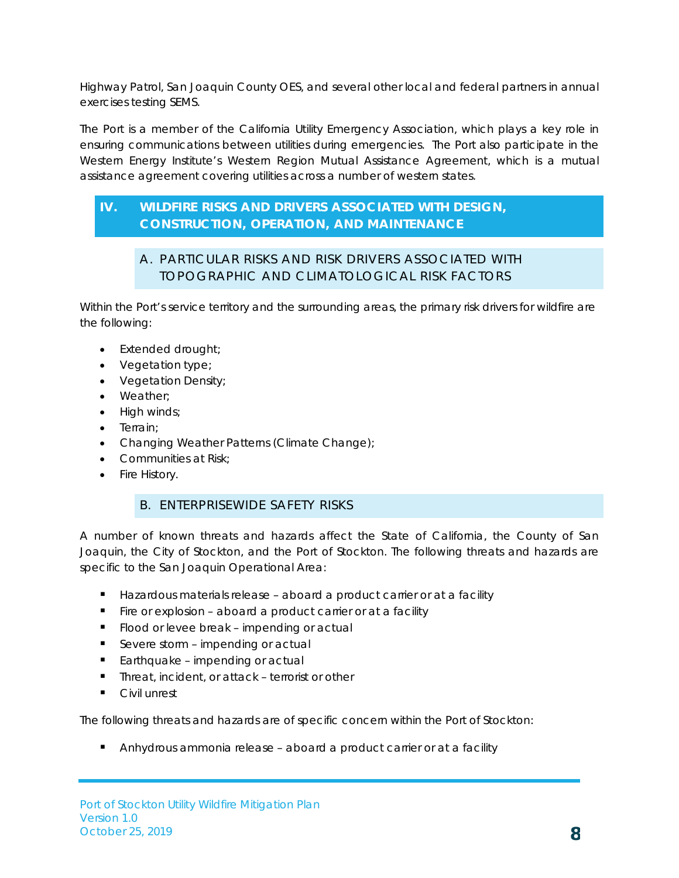Highway Patrol, San Joaquin County OES, and several other local and federal partners in annual exercises testing SEMS.

The Port is a member of the California Utility Emergency Association, which plays a key role in ensuring communications between utilities during emergencies. The Port also participate in the Western Energy Institute's Western Region Mutual Assistance Agreement, which is a mutual assistance agreement covering utilities across a number of western states.

## IV. WILDFIRE RISKS AND DRIVERS ASSOCIATED WITH DESIGN, CONSTRUCTION, OPERATION, AND MAINTENANCE

### A. PARTICULAR RISKS AND RISK DRIVERS ASSOCIATED WITH TOPOGRAPHIC AND CLIMATOLOGICAL RISK FACTORS

Within the Port's service territory and the surrounding areas, the primary risk drivers for wildfire are the following:

- Extended drought;
- Vegetation type;
- Vegetation Density;
- Weather;
- High winds;
- Terrain;
- Changing Weather Patterns (Climate Change);
- Communities at Risk;
- Fire History.

### B. ENTERPRISEWIDE SAFETY RISKS

A number of known threats and hazards affect the State of California, the County of San Joaquin, the City of Stockton, and the Port of Stockton. The following threats and hazards are specific to the San Joaquin Operational Area:

- Hazardous materials release – aboard a product carrier or at a facility
- Fire or explosion – aboard a product carrier or at a facility
- Flood or levee break – impending or actual
- Severe storm – impending or actual
- Earthquake – impending or actual
- Threat, incident, or attack – terrorist or other
- Civil unrest

The following threats and hazards are of specific concern within the Port of Stockton:

- Anhydrous ammonia release – aboard a product carrier or at a facility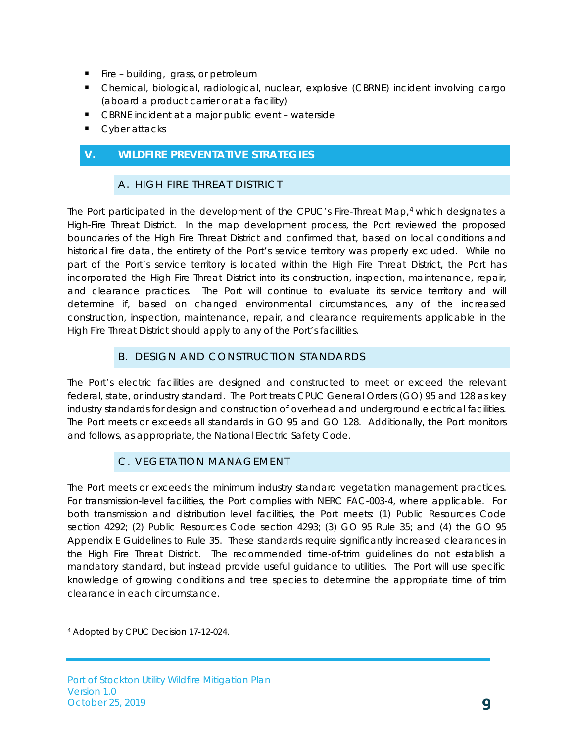- Fire – building, grass, or petroleum
- Chemical, biological, radiological, nuclear, explosive (CBRNE) incident involving cargo (aboard a product carrier or at a facility)
- CBRNE incident at a major public event – waterside
- Cyber attacks

## V. WILDFIRE PREVENTATIVE STRATEGIES

### A. HIGH FIRE THREAT DISTRICT

The Port participated in the development of the CPUC's Fire-Threat Map,[4] which designates a High-Fire Threat District. In the map development process, the Port reviewed the proposed boundaries of the High Fire Threat District and confirmed that, based on local conditions and historical fire data, the entirety of the Port's service territory was properly excluded. While no part of the Port's service territory is located within the High Fire Threat District, the Port has incorporated the High Fire Threat District into its construction, inspection, maintenance, repair, and clearance practices. The Port will continue to evaluate its service territory and will determine if, based on changed environmental circumstances, any of the increased construction, inspection, maintenance, repair, and clearance requirements applicable in the High Fire Threat District should apply to any of the Port's facilities.

### B. DESIGN AND CONSTRUCTION STANDARDS

The Port's electric facilities are designed and constructed to meet or exceed the relevant federal, state, or industry standard. The Port treats CPUC General Orders (GO) 95 and 128 as key industry standards for design and construction of overhead and underground electrical facilities. The Port meets or exceeds all standards in GO 95 and GO 128. Additionally, the Port monitors and follows, as appropriate, the National Electric Safety Code.

### C. VEGETATION MANAGEMENT

The Port meets or exceeds the minimum industry standard vegetation management practices. For transmission-level facilities, the Port complies with NERC FAC-003-4, where applicable. For both transmission and distribution level facilities, the Port meets: (1) Public Resources Code section 4292; (2) Public Resources Code section 4293; (3) GO 95 Rule 35; and (4) the GO 95 Appendix E Guidelines to Rule 35. These standards require significantly increased clearances in the High Fire Threat District. The recommended time-of-trim guidelines do not establish a mandatory standard, but instead provide useful guidance to utilities. The Port will use specific knowledge of growing conditions and tree species to determine the appropriate time of trim clearance in each circumstance.

[4] Adopted by CPUC Decision 17-12-024.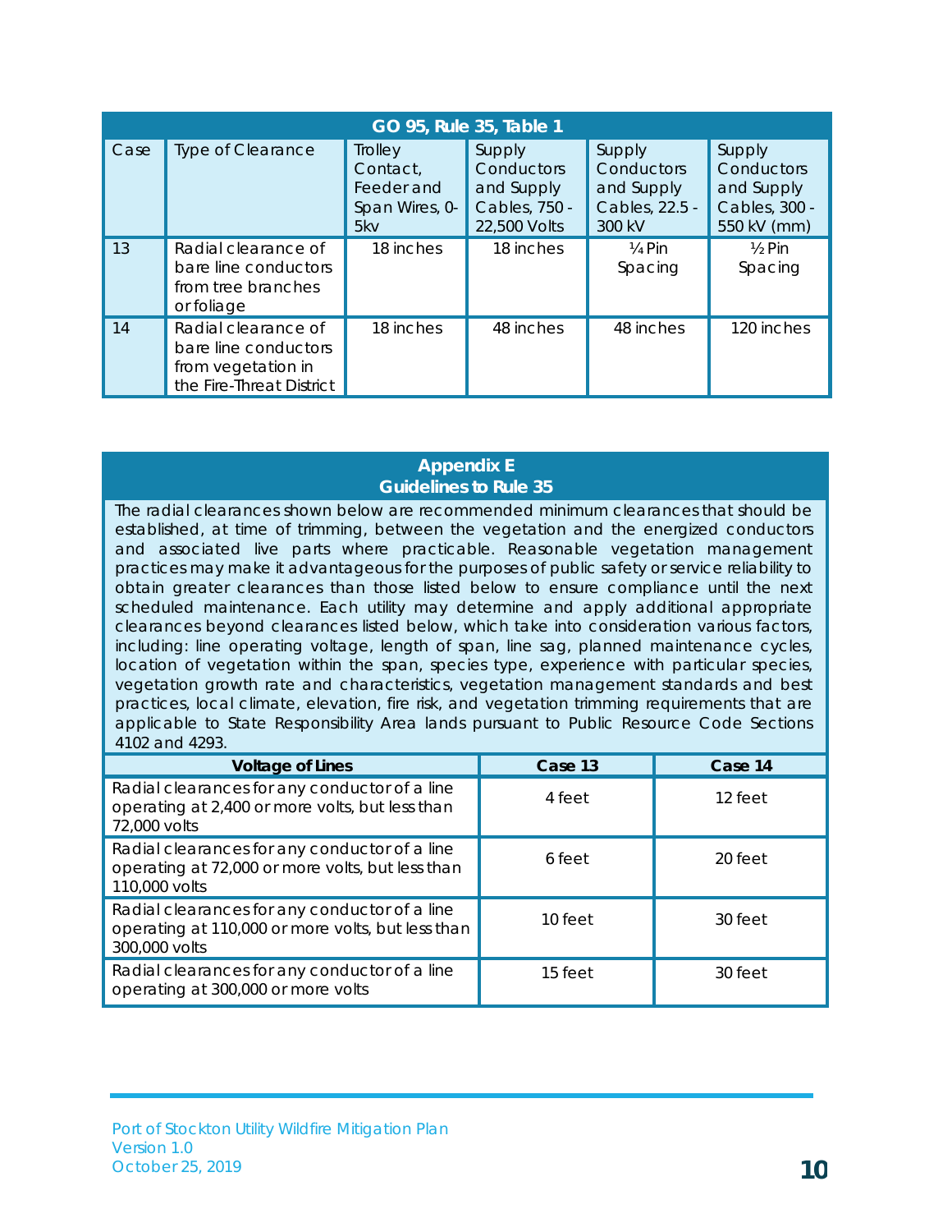| GO 95, Rule 35, Table 1 | | | | | |
|---|---|---|---|---|---|
| Case | Type of Clearance | Trolley Contact, Feeder and Span Wires, 0-5kv | Supply Conductors and Supply Cables, 750 - 22,500 Volts | Supply Conductors and Supply Cables, 22.5 - 300 kV | Supply Conductors and Supply Cables, 300 - 550 kV (mm) |
| 13 | Radial clearance of bare line conductors from tree branches or foliage | 18 inches | 18 inches | ¼ Pin Spacing | ½ Pin Spacing |
| 14 | Radial clearance of bare line conductors from vegetation in the Fire-Threat District | 18 inches | 48 inches | 48 inches | 120 inches |

## Appendix E
## Guidelines to Rule 35

The radial clearances shown below are recommended minimum clearances that should be established, at time of trimming, between the vegetation and the energized conductors and associated live parts where practicable. Reasonable vegetation management practices may make it advantageous for the purposes of public safety or service reliability to obtain greater clearances than those listed below to ensure compliance until the next scheduled maintenance. Each utility may determine and apply additional appropriate clearances beyond clearances listed below, which take into consideration various factors, including: line operating voltage, length of span, line sag, planned maintenance cycles, location of vegetation within the span, species type, experience with particular species, vegetation growth rate and characteristics, vegetation management standards and best practices, local climate, elevation, fire risk, and vegetation trimming requirements that are applicable to State Responsibility Area lands pursuant to Public Resource Code Sections 4102 and 4293.

| Voltage of Lines | Case 13 | Case 14 |
|---|---|---|
| Radial clearances for any conductor of a line operating at 2,400 or more volts, but less than 72,000 volts | 4 feet | 12 feet |
| Radial clearances for any conductor of a line operating at 72,000 or more volts, but less than 110,000 volts | 6 feet | 20 feet |
| Radial clearances for any conductor of a line operating at 110,000 or more volts, but less than 300,000 volts | 10 feet | 30 feet |
| Radial clearances for any conductor of a line operating at 300,000 or more volts | 15 feet | 30 feet |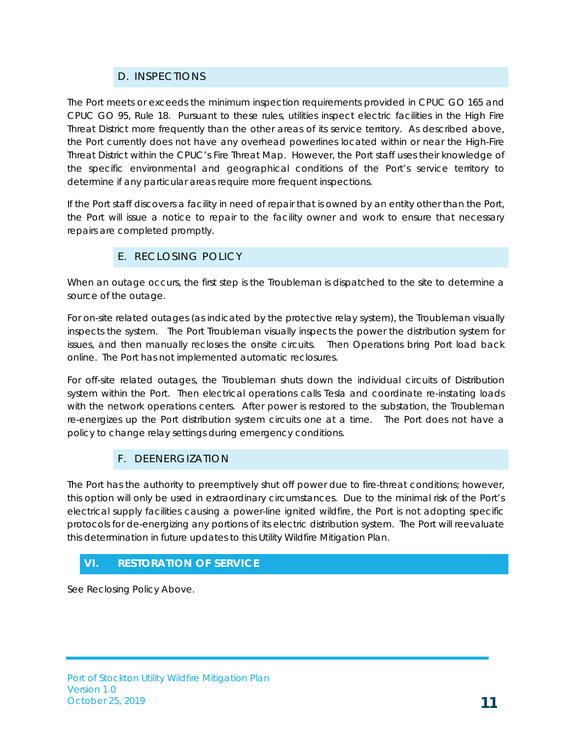### D. INSPECTIONS

The Port meets or exceeds the minimum inspection requirements provided in CPUC GO 165 and CPUC GO 95, Rule 18. Pursuant to these rules, utilities inspect electric facilities in the High Fire Threat District more frequently than the other areas of its service territory. As described above, the Port currently does not have any overhead powerlines located within or near the High-Fire Threat District within the CPUC's Fire Threat Map. However, the Port staff uses their knowledge of the specific environmental and geographical conditions of the Port's service territory to determine if any particular areas require more frequent inspections.

If the Port staff discovers a facility in need of repair that is owned by an entity other than the Port, the Port will issue a notice to repair to the facility owner and work to ensure that necessary repairs are completed promptly.

### E. RECLOSING POLICY

When an outage occurs, the first step is the Troubleman is dispatched to the site to determine a source of the outage.

For on-site related outages (as indicated by the protective relay system), the Troubleman visually inspects the system. The Port Troubleman visually inspects the power the distribution system for issues, and then manually recloses the onsite circuits. Then Operations bring Port load back online. The Port has not implemented automatic reclosures.

For off-site related outages, the Troubleman shuts down the individual circuits of Distribution system within the Port. Then electrical operations calls Tesla and coordinate re-instating loads with the network operations centers. After power is restored to the substation, the Troubleman re-energizes up the Port distribution system circuits one at a time. The Port does not have a policy to change relay settings during emergency conditions.

### F. DEENERGIZATION

The Port has the authority to preemptively shut off power due to fire-threat conditions; however, this option will only be used in extraordinary circumstances. Due to the minimal risk of the Port's electrical supply facilities causing a power-line ignited wildfire, the Port is not adopting specific protocols for de-energizing any portions of its electric distribution system. The Port will reevaluate this determination in future updates to this Utility Wildfire Mitigation Plan.

## VI. RESTORATION OF SERVICE

See Reclosing Policy Above.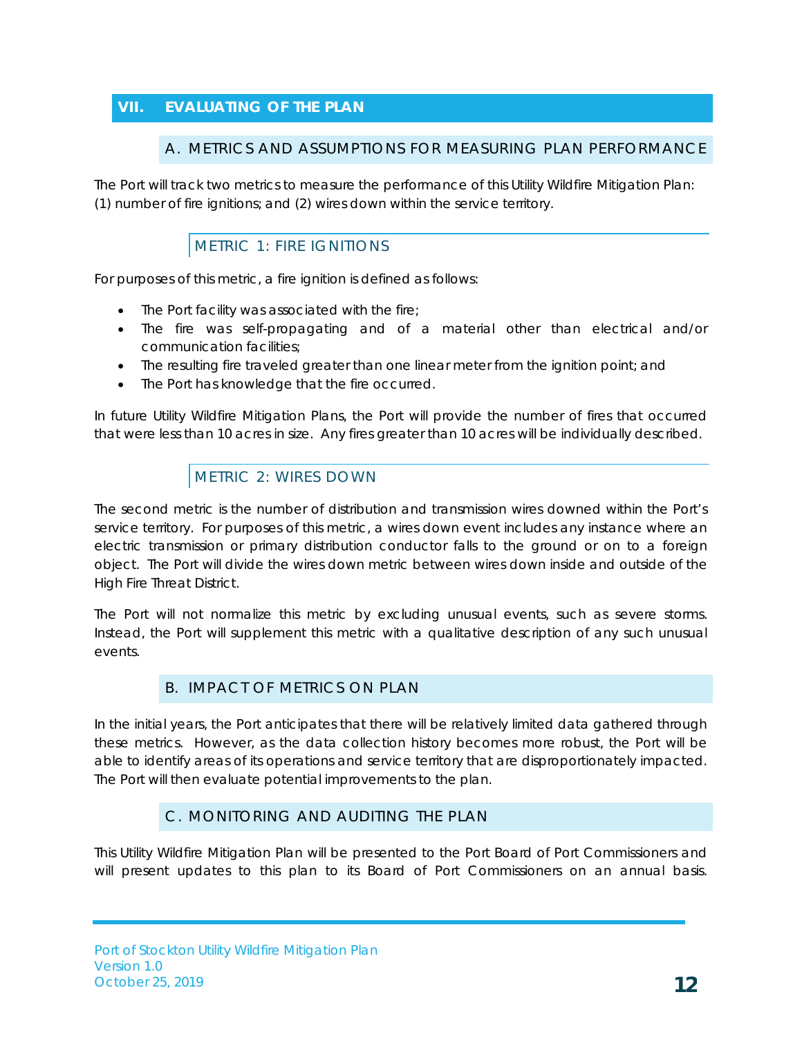## VII. EVALUATING OF THE PLAN

### A. METRICS AND ASSUMPTIONS FOR MEASURING PLAN PERFORMANCE

The Port will track two metrics to measure the performance of this Utility Wildfire Mitigation Plan: (1) number of fire ignitions; and (2) wires down within the service territory.

#### METRIC 1: FIRE IGNITIONS

For purposes of this metric, a fire ignition is defined as follows:

- The Port facility was associated with the fire;
- The fire was self-propagating and of a material other than electrical and/or communication facilities;
- The resulting fire traveled greater than one linear meter from the ignition point; and
- The Port has knowledge that the fire occurred.

In future Utility Wildfire Mitigation Plans, the Port will provide the number of fires that occurred that were less than 10 acres in size. Any fires greater than 10 acres will be individually described.

#### METRIC 2: WIRES DOWN

The second metric is the number of distribution and transmission wires downed within the Port's service territory. For purposes of this metric, a wires down event includes any instance where an electric transmission or primary distribution conductor falls to the ground or on to a foreign object. The Port will divide the wires down metric between wires down inside and outside of the High Fire Threat District.

The Port will not normalize this metric by excluding unusual events, such as severe storms. Instead, the Port will supplement this metric with a qualitative description of any such unusual events.

### B. IMPACT OF METRICS ON PLAN

In the initial years, the Port anticipates that there will be relatively limited data gathered through these metrics. However, as the data collection history becomes more robust, the Port will be able to identify areas of its operations and service territory that are disproportionately impacted. The Port will then evaluate potential improvements to the plan.

### C. MONITORING AND AUDITING THE PLAN

This Utility Wildfire Mitigation Plan will be presented to the Port Board of Port Commissioners and will present updates to this plan to its Board of Port Commissioners on an annual basis.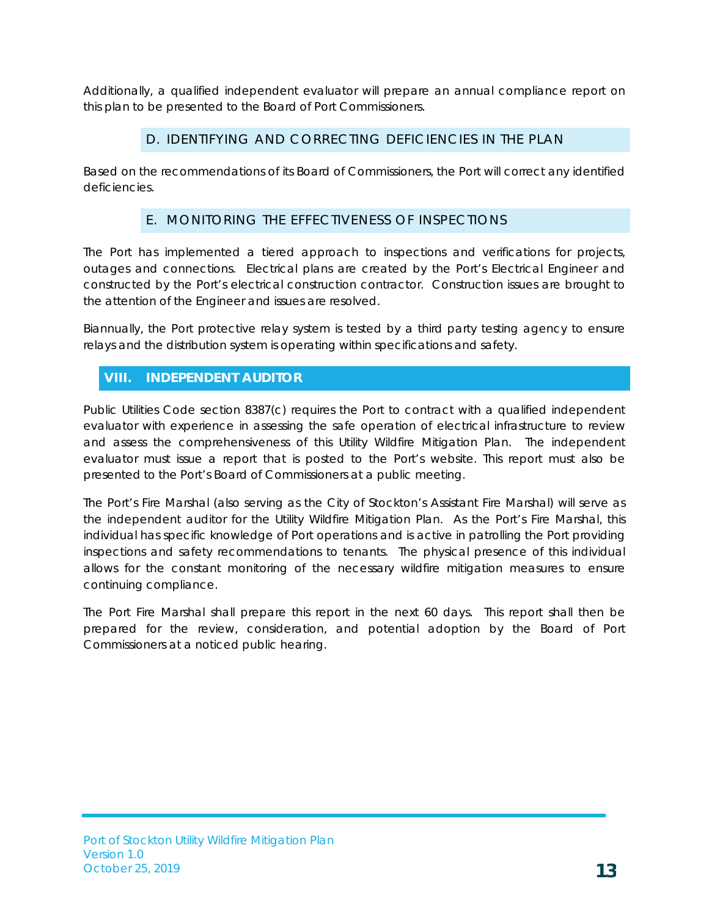Additionally, a qualified independent evaluator will prepare an annual compliance report on this plan to be presented to the Board of Port Commissioners.

### D. IDENTIFYING AND CORRECTING DEFICIENCIES IN THE PLAN

Based on the recommendations of its Board of Commissioners, the Port will correct any identified deficiencies.

### E. MONITORING THE EFFECTIVENESS OF INSPECTIONS

The Port has implemented a tiered approach to inspections and verifications for projects, outages and connections. Electrical plans are created by the Port's Electrical Engineer and constructed by the Port's electrical construction contractor. Construction issues are brought to the attention of the Engineer and issues are resolved.

Biannually, the Port protective relay system is tested by a third party testing agency to ensure relays and the distribution system is operating within specifications and safety.

## VIII. INDEPENDENT AUDITOR

Public Utilities Code section 8387(c) requires the Port to contract with a qualified independent evaluator with experience in assessing the safe operation of electrical infrastructure to review and assess the comprehensiveness of this Utility Wildfire Mitigation Plan. The independent evaluator must issue a report that is posted to the Port's website. This report must also be presented to the Port's Board of Commissioners at a public meeting.

The Port's Fire Marshal (also serving as the City of Stockton's Assistant Fire Marshal) will serve as the independent auditor for the Utility Wildfire Mitigation Plan. As the Port's Fire Marshal, this individual has specific knowledge of Port operations and is active in patrolling the Port providing inspections and safety recommendations to tenants. The physical presence of this individual allows for the constant monitoring of the necessary wildfire mitigation measures to ensure continuing compliance.

The Port Fire Marshal shall prepare this report in the next 60 days. This report shall then be prepared for the review, consideration, and potential adoption by the Board of Port Commissioners at a noticed public hearing.